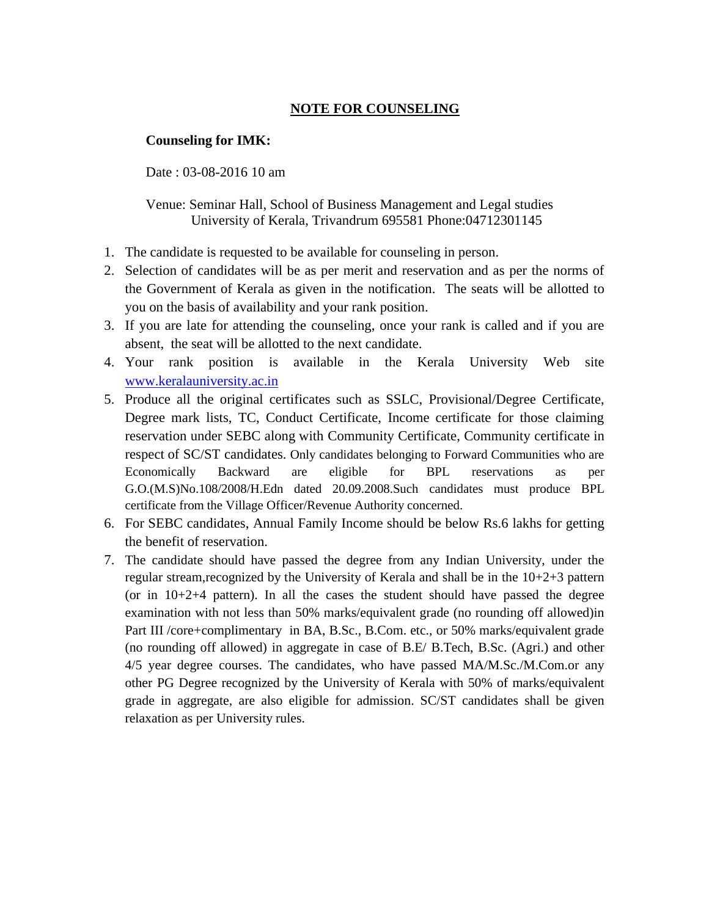# NOTE FOR COUNSELING

**Counseling for IMK:**

Date : 03-08-2016 10 am

Venue: Seminar Hall, School of Business Management and Legal studies
University of Kerala, Trivandrum 695581 Phone:04712301145

1. The candidate is requested to be available for counseling in person.
2. Selection of candidates will be as per merit and reservation and as per the norms of the Government of Kerala as given in the notification. The seats will be allotted to you on the basis of availability and your rank position.
3. If you are late for attending the counseling, once your rank is called and if you are absent, the seat will be allotted to the next candidate.
4. Your rank position is available in the Kerala University Web site [www.keralauniversity.ac.in](http://www.keralauniversity.ac.in)
5. Produce all the original certificates such as SSLC, Provisional/Degree Certificate, Degree mark lists, TC, Conduct Certificate, Income certificate for those claiming reservation under SEBC along with Community Certificate, Community certificate in respect of SC/ST candidates. Only candidates belonging to Forward Communities who are Economically Backward are eligible for BPL reservations as per G.O.(M.S)No.108/2008/H.Edn dated 20.09.2008.Such candidates must produce BPL certificate from the Village Officer/Revenue Authority concerned.
6. For SEBC candidates, Annual Family Income should be below Rs.6 lakhs for getting the benefit of reservation.
7. The candidate should have passed the degree from any Indian University, under the regular stream,recognized by the University of Kerala and shall be in the 10+2+3 pattern (or in 10+2+4 pattern). In all the cases the student should have passed the degree examination with not less than 50% marks/equivalent grade (no rounding off allowed)in Part III /core+complimentary in BA, B.Sc., B.Com. etc., or 50% marks/equivalent grade (no rounding off allowed) in aggregate in case of B.E/ B.Tech, B.Sc. (Agri.) and other 4/5 year degree courses. The candidates, who have passed MA/M.Sc./M.Com.or any other PG Degree recognized by the University of Kerala with 50% of marks/equivalent grade in aggregate, are also eligible for admission. SC/ST candidates shall be given relaxation as per University rules.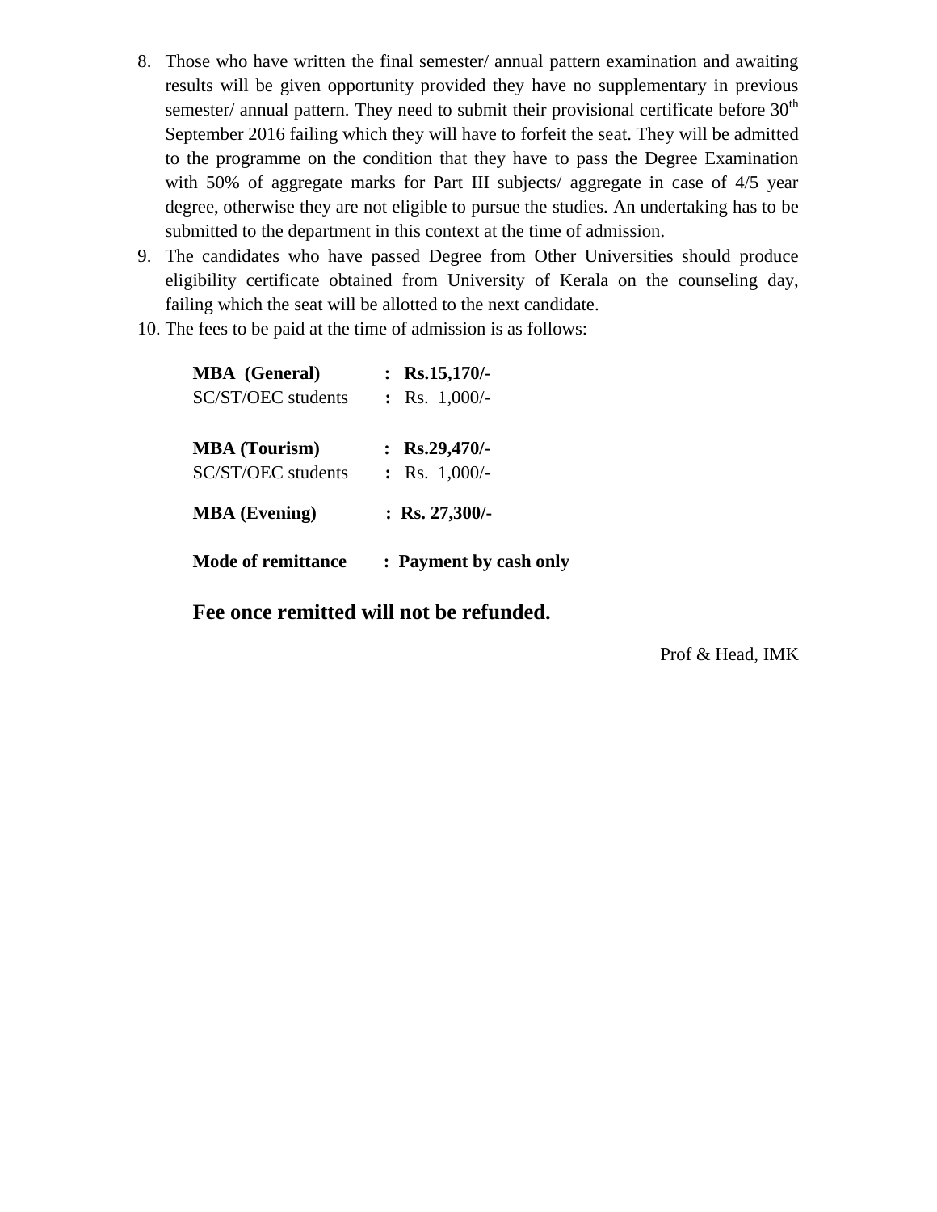8. Those who have written the final semester/ annual pattern examination and awaiting results will be given opportunity provided they have no supplementary in previous semester/ annual pattern. They need to submit their provisional certificate before 30th September 2016 failing which they will have to forfeit the seat. They will be admitted to the programme on the condition that they have to pass the Degree Examination with 50% of aggregate marks for Part III subjects/ aggregate in case of 4/5 year degree, otherwise they are not eligible to pursue the studies. An undertaking has to be submitted to the department in this context at the time of admission.
9. The candidates who have passed Degree from Other Universities should produce eligibility certificate obtained from University of Kerala on the counseling day, failing which the seat will be allotted to the next candidate.
10. The fees to be paid at the time of admission is as follows:

| | |
|---|---|
| **MBA (General)** | **: Rs.15,170/-** |
| SC/ST/OEC students | : Rs. 1,000/- |
| **MBA (Tourism)** | **: Rs.29,470/-** |
| SC/ST/OEC students | : Rs. 1,000/- |
| **MBA (Evening)** | **: Rs. 27,300/-** |
| **Mode of remittance** | **: Payment by cash only** |

**Fee once remitted will not be refunded.**

Prof & Head, IMK